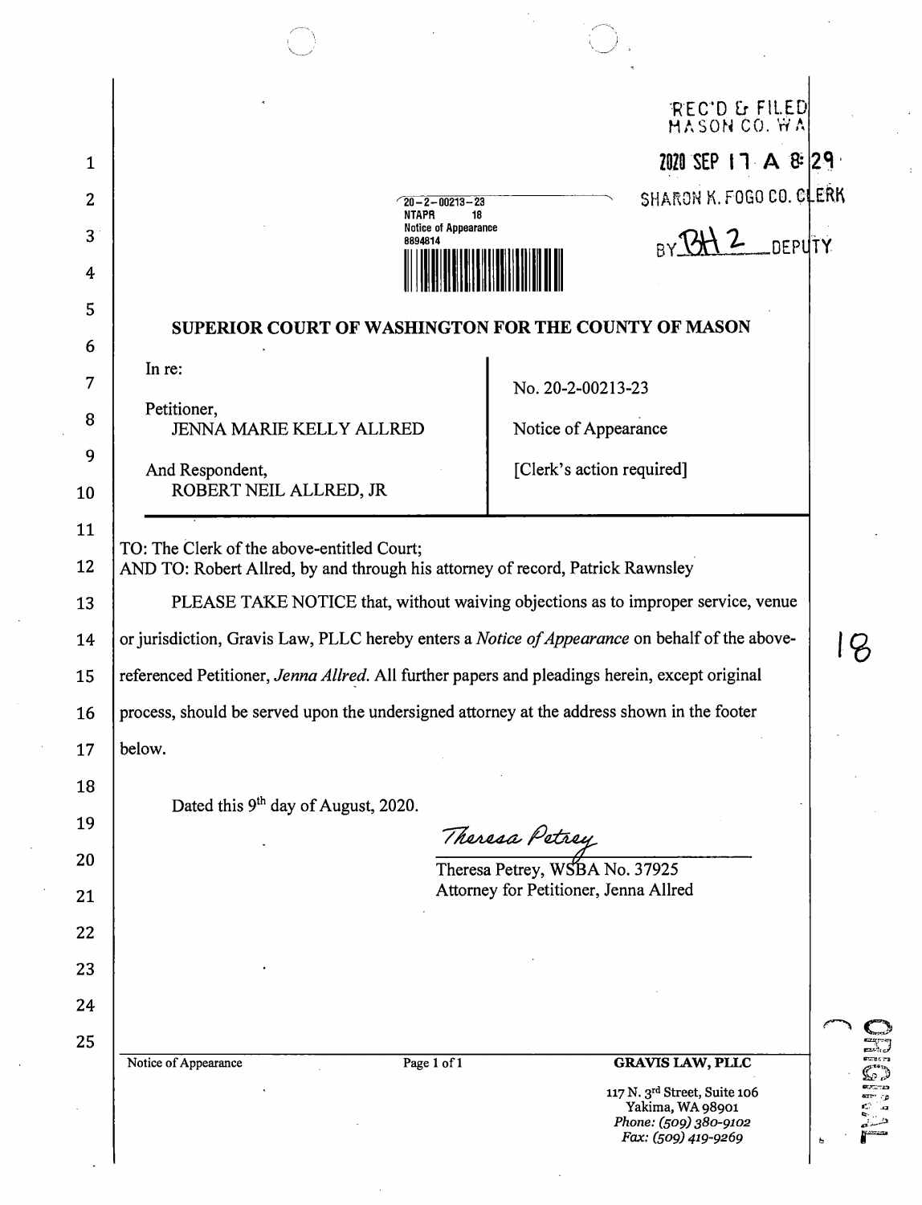REC'D & FILED
MASON CO. WA

2020 SEP 17 A 8:29

SHARON K. FOGO CO. CLERK

BY BH 2 DEPUTY

20-2-00213-23
NTAPR 18
Notice of Appearance
8894814

## SUPERIOR COURT OF WASHINGTON FOR THE COUNTY OF MASON

| In re: | |
|---|---|
| Petitioner, JENNA MARIE KELLY ALLRED | No. 20-2-00213-23 |
| And Respondent, ROBERT NEIL ALLRED, JR | Notice of Appearance |
| | [Clerk's action required] |

TO: The Clerk of the above-entitled Court;
AND TO: Robert Allred, by and through his attorney of record, Patrick Rawnsley

PLEASE TAKE NOTICE that, without waiving objections as to improper service, venue or jurisdiction, Gravis Law, PLLC hereby enters a *Notice of Appearance* on behalf of the above-referenced Petitioner, *Jenna Allred*. All further papers and pleadings herein, except original process, should be served upon the undersigned attorney at the address shown in the footer below.

Dated this 9th day of August, 2020.

*Theresa Petrey*

Theresa Petrey, WSBA No. 37925
Attorney for Petitioner, Jenna Allred

18

Notice of Appearance

**GRAVIS LAW, PLLC**
117 N. 3rd Street, Suite 106
Yakima, WA 98901
*Phone: (509) 380-9102*
*Fax: (509) 419-9269*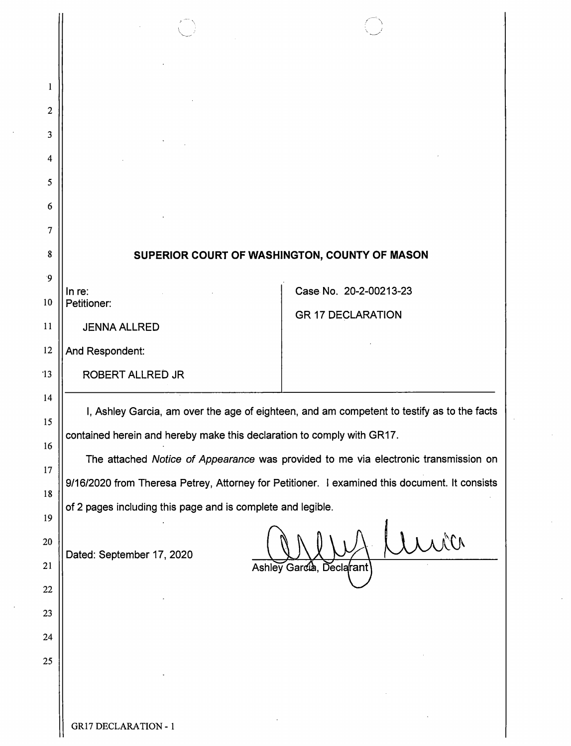## SUPERIOR COURT OF WASHINGTON, COUNTY OF MASON

| | |
|---|---|
| In re:<br>Petitioner:<br><br>JENNA ALLRED<br><br>And Respondent:<br><br>ROBERT ALLRED JR | Case No. 20-2-00213-23<br><br>GR 17 DECLARATION |

I, Ashley Garcia, am over the age of eighteen, and am competent to testify as to the facts contained herein and hereby make this declaration to comply with GR17.

The attached *Notice of Appearance* was provided to me via electronic transmission on 9/16/2020 from Theresa Petrey, Attorney for Petitioner. I examined this document. It consists of 2 pages including this page and is complete and legible.

Dated: September 17, 2020

Ashley Garcia, Declarant

GR17 DECLARATION - 1